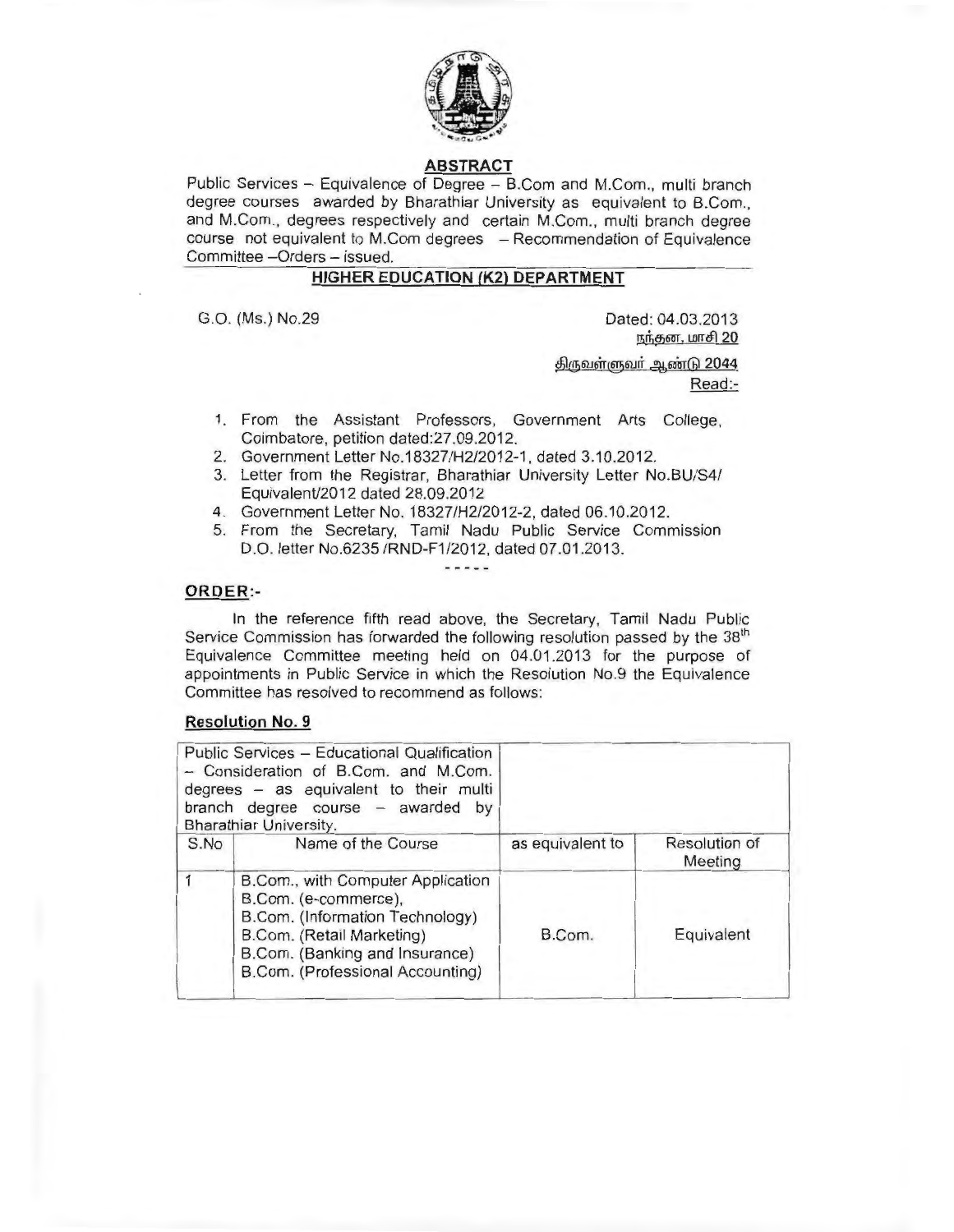## ABSTRACT

Public Services – Equivalence of Degree – B.Com and M.Com., multi branch degree courses awarded by Bharathiar University as equivalent to B.Com., and M.Com., degrees respectively and certain M.Com., multi branch degree course not equivalent to M.Com degrees – Recommendation of Equivalence Committee –Orders – issued.

## HIGHER EDUCATION (K2) DEPARTMENT

G.O. (Ms.) No.29

Dated: 04.03.2013

நந்தன, மாசி 20

திருவள்ளுவர் ஆண்டு 2044

Read:-

1. From the Assistant Professors, Government Arts College, Coimbatore, petition dated:27.09.2012.
2. Government Letter No.18327/H2/2012-1, dated 3.10.2012.
3. Letter from the Registrar, Bharathiar University Letter No.BU/S4/ Equivalent/2012 dated 28.09.2012
4. Government Letter No. 18327/H2/2012-2, dated 06.10.2012.
5. From the Secretary, Tamil Nadu Public Service Commission D.O. letter No.6235 /RND-F1/2012, dated 07.01.2013.

-----

**ORDER:-**

In the reference fifth read above, the Secretary, Tamil Nadu Public Service Commission has forwarded the following resolution passed by the 38th Equivalence Committee meeting held on 04.01.2013 for the purpose of appointments in Public Service in which the Resolution No.9 the Equivalence Committee has resolved to recommend as follows:

**Resolution No. 9**

| Public Services – Educational Qualification – Consideration of B.Com. and M.Com. degrees – as equivalent to their multi branch degree course – awarded by Bharathiar University. | | | |
|---|---|---|---|
| S.No | Name of the Course | as equivalent to | Resolution of Meeting |
| 1 | B.Com., with Computer Application<br>B.Com. (e-commerce),<br>B.Com. (Information Technology)<br>B.Com. (Retail Marketing)<br>B.Com. (Banking and Insurance)<br>B.Com. (Professional Accounting) | B.Com. | Equivalent |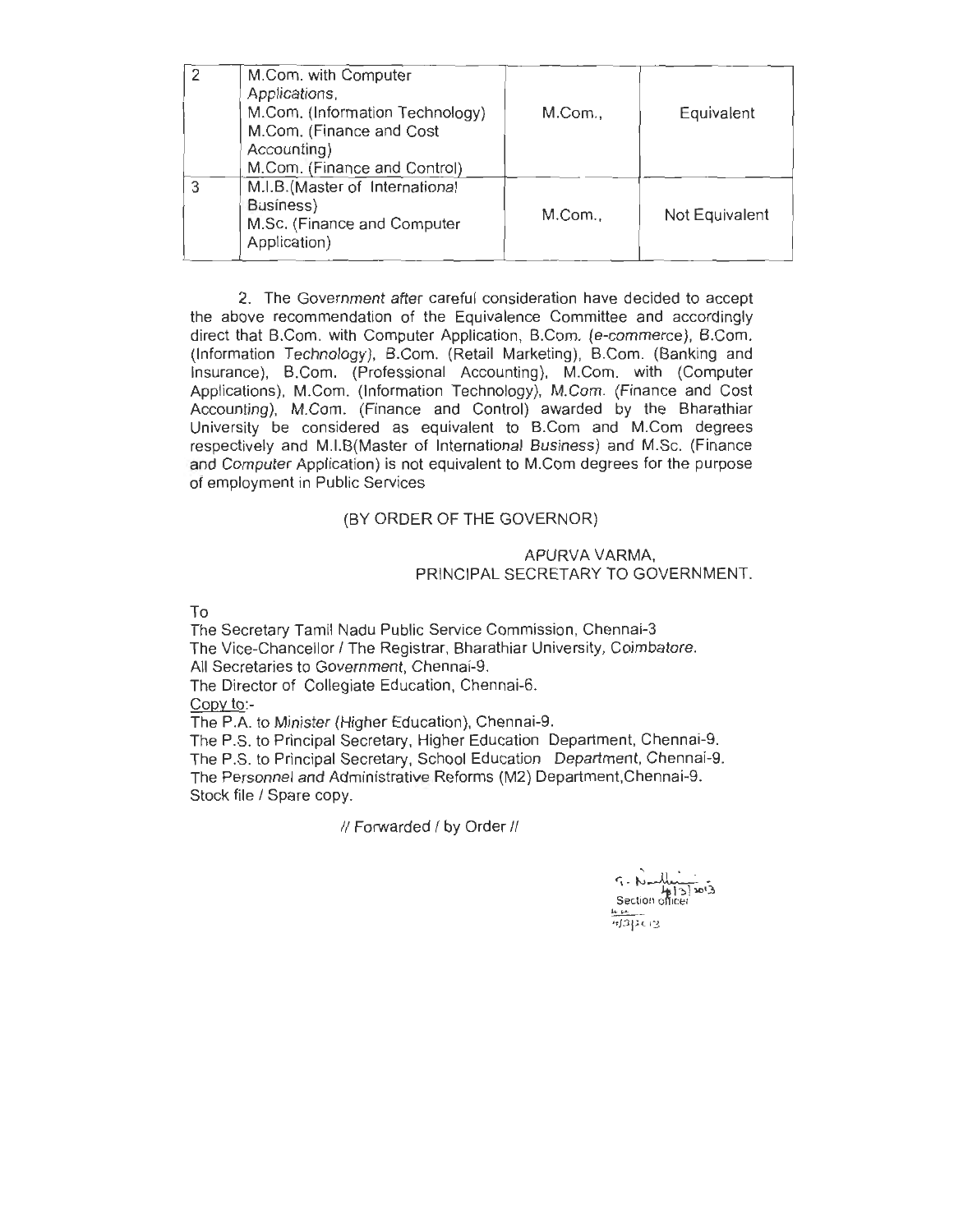| | | | |
|---|---|---|---|
| 2 | M.Com. with Computer Applications, M.Com. (Information Technology) M.Com. (Finance and Cost Accounting) M.Com. (Finance and Control) | M.Com., | Equivalent |
| 3 | M.I.B.(Master of International Business) M.Sc. (Finance and Computer Application) | M.Com., | Not Equivalent |

2. The Government after careful consideration have decided to accept the above recommendation of the Equivalence Committee and accordingly direct that B.Com. with Computer Application, B.Com. (e-commerce), B.Com. (Information Technology), B.Com. (Retail Marketing), B.Com. (Banking and Insurance), B.Com. (Professional Accounting), M.Com. with (Computer Applications), M.Com. (Information Technology), M.Com. (Finance and Cost Accounting), M.Com. (Finance and Control) awarded by the Bharathiar University be considered as equivalent to B.Com and M.Com degrees respectively and M.I.B(Master of International Business) and M.Sc. (Finance and Computer Application) is not equivalent to M.Com degrees for the purpose of employment in Public Services

(BY ORDER OF THE GOVERNOR)

APURVA VARMA,
PRINCIPAL SECRETARY TO GOVERNMENT.

To

The Secretary Tamil Nadu Public Service Commission, Chennai-3
The Vice-Chancellor / The Registrar, Bharathiar University, Coimbatore.
All Secretaries to Government, Chennai-9.
The Director of Collegiate Education, Chennai-6.

Copy to:-

The P.A. to Minister (Higher Education), Chennai-9.
The P.S. to Principal Secretary, Higher Education Department, Chennai-9.
The P.S. to Principal Secretary, School Education Department, Chennai-9.
The Personnel and Administrative Reforms (M2) Department,Chennai-9.
Stock file / Spare copy.

// Forwarded / by Order //

Section officer
4/3/2013